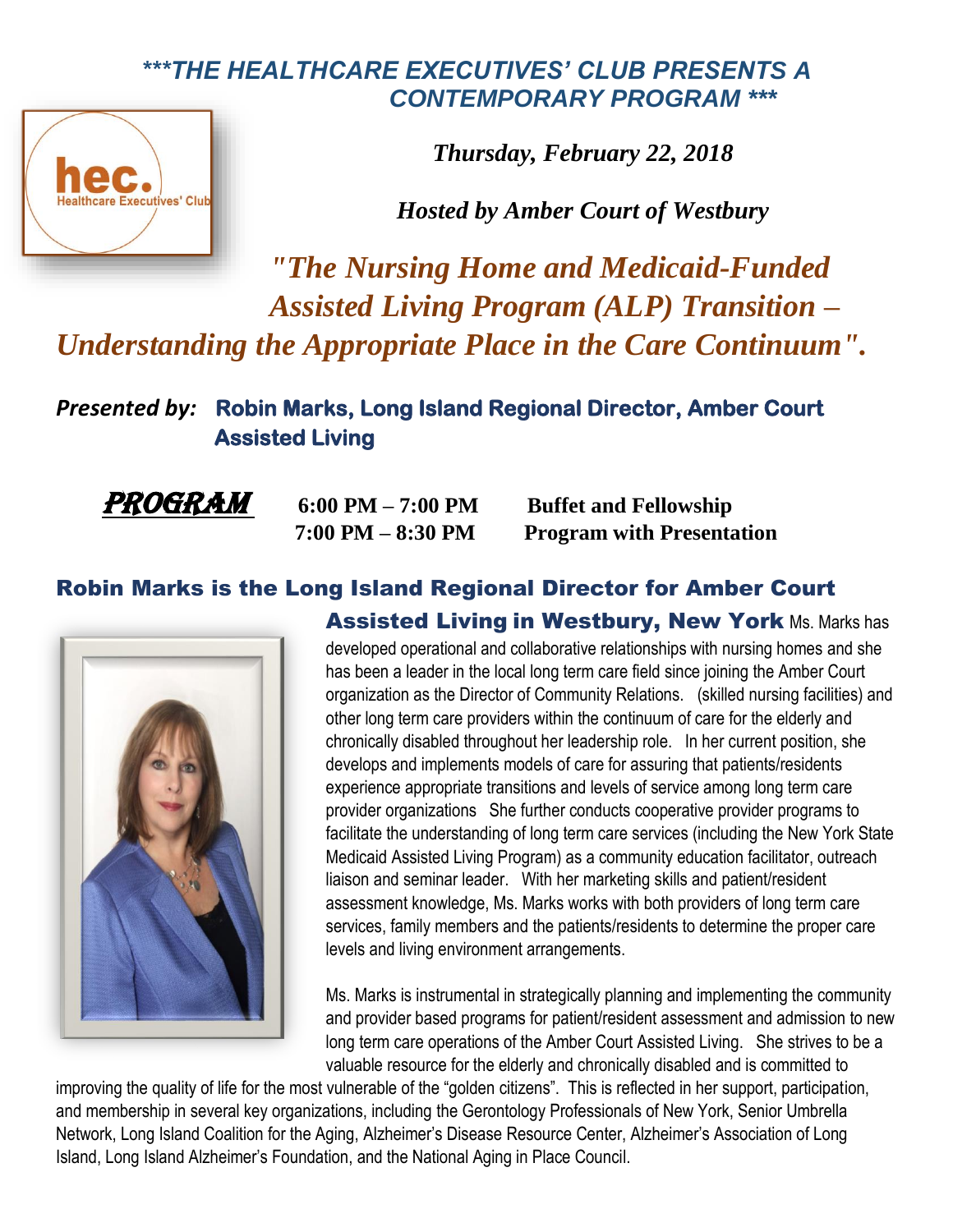***THE HEALTHCARE EXECUTIVES' CLUB PRESENTS A CONTEMPORARY PROGRAM ***

hec. Healthcare Executives' Club

*Thursday, February 22, 2018*

*Hosted by Amber Court of Westbury*

# *"The Nursing Home and Medicaid-Funded Assisted Living Program (ALP) Transition – Understanding the Appropriate Place in the Care Continuum".*

***Presented by:*** **Robin Marks, Long Island Regional Director, Amber Court Assisted Living**

**PROGRAM**

| | |
|---|---|
| **6:00 PM – 7:00 PM** | **Buffet and Fellowship** |
| **7:00 PM – 8:30 PM** | **Program with Presentation** |

## Robin Marks is the Long Island Regional Director for Amber Court Assisted Living in Westbury, New York

Ms. Marks has developed operational and collaborative relationships with nursing homes and she has been a leader in the local long term care field since joining the Amber Court organization as the Director of Community Relations. (skilled nursing facilities) and other long term care providers within the continuum of care for the elderly and chronically disabled throughout her leadership role. In her current position, she develops and implements models of care for assuring that patients/residents experience appropriate transitions and levels of service among long term care provider organizations She further conducts cooperative provider programs to facilitate the understanding of long term care services (including the New York State Medicaid Assisted Living Program) as a community education facilitator, outreach liaison and seminar leader. With her marketing skills and patient/resident assessment knowledge, Ms. Marks works with both providers of long term care services, family members and the patients/residents to determine the proper care levels and living environment arrangements.

Ms. Marks is instrumental in strategically planning and implementing the community and provider based programs for patient/resident assessment and admission to new long term care operations of the Amber Court Assisted Living. She strives to be a valuable resource for the elderly and chronically disabled and is committed to improving the quality of life for the most vulnerable of the "golden citizens". This is reflected in her support, participation, and membership in several key organizations, including the Gerontology Professionals of New York, Senior Umbrella Network, Long Island Coalition for the Aging, Alzheimer's Disease Resource Center, Alzheimer's Association of Long Island, Long Island Alzheimer's Foundation, and the National Aging in Place Council.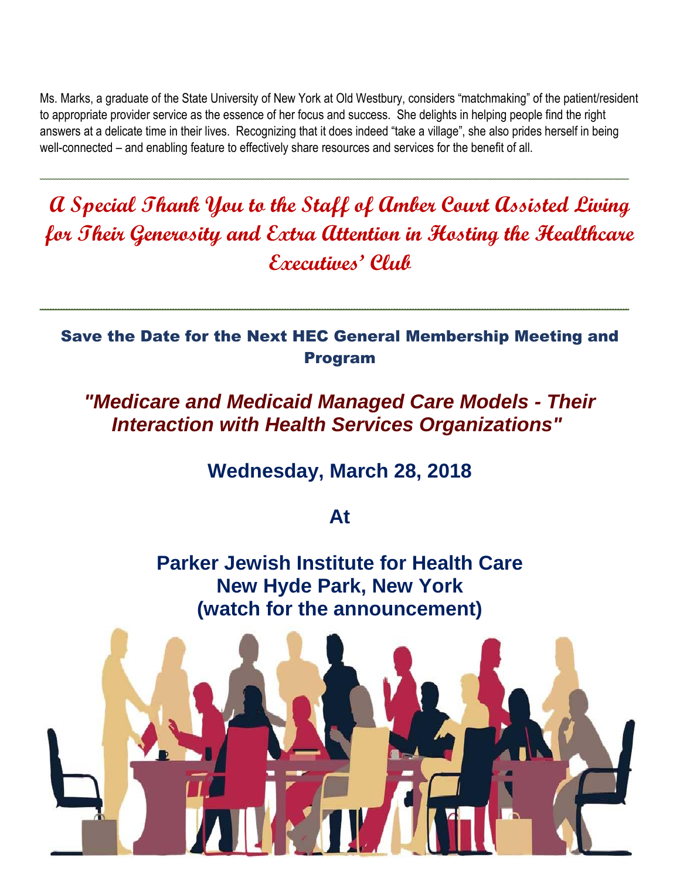Ms. Marks, a graduate of the State University of New York at Old Westbury, considers "matchmaking" of the patient/resident to appropriate provider service as the essence of her focus and success. She delights in helping people find the right answers at a delicate time in their lives. Recognizing that it does indeed "take a village", she also prides herself in being well-connected – and enabling feature to effectively share resources and services for the benefit of all.

---

## A Special Thank You to the Staff of Amber Court Assisted Living for Their Generosity and Extra Attention in Hosting the Healthcare Executives' Club

---

### Save the Date for the Next HEC General Membership Meeting and Program

## *"Medicare and Medicaid Managed Care Models - Their Interaction with Health Services Organizations"*

## Wednesday, March 28, 2018

## At

## Parker Jewish Institute for Health Care
## New Hyde Park, New York
## (watch for the announcement)